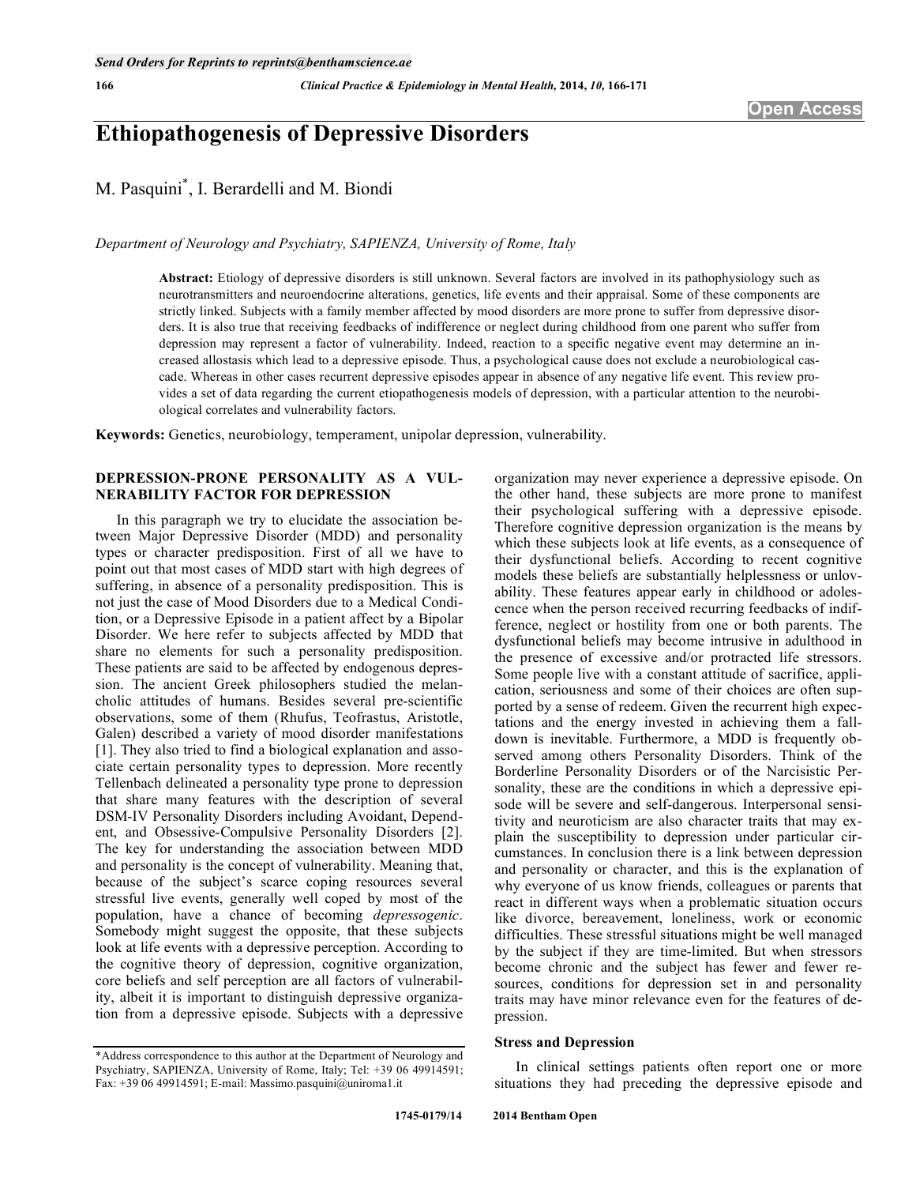# Ethiopathogenesis of Depressive Disorders

M. Pasquini*, I. Berardelli and M. Biondi

*Department of Neurology and Psychiatry, SAPIENZA, University of Rome, Italy*

**Abstract:** Etiology of depressive disorders is still unknown. Several factors are involved in its pathophysiology such as neurotransmitters and neuroendocrine alterations, genetics, life events and their appraisal. Some of these components are strictly linked. Subjects with a family member affected by mood disorders are more prone to suffer from depressive disorders. It is also true that receiving feedbacks of indifference or neglect during childhood from one parent who suffer from depression may represent a factor of vulnerability. Indeed, reaction to a specific negative event may determine an increased allostasis which lead to a depressive episode. Thus, a psychological cause does not exclude a neurobiological cascade. Whereas in other cases recurrent depressive episodes appear in absence of any negative life event. This review provides a set of data regarding the current etiopathogenesis models of depression, with a particular attention to the neurobiological correlates and vulnerability factors.

**Keywords:** Genetics, neurobiology, temperament, unipolar depression, vulnerability.

## DEPRESSION-PRONE PERSONALITY AS A VULNERABILITY FACTOR FOR DEPRESSION

In this paragraph we try to elucidate the association between Major Depressive Disorder (MDD) and personality types or character predisposition. First of all we have to point out that most cases of MDD start with high degrees of suffering, in absence of a personality predisposition. This is not just the case of Mood Disorders due to a Medical Condition, or a Depressive Episode in a patient affect by a Bipolar Disorder. We here refer to subjects affected by MDD that share no elements for such a personality predisposition. These patients are said to be affected by endogenous depression. The ancient Greek philosophers studied the melancholic attitudes of humans. Besides several pre-scientific observations, some of them (Rhufus, Teofrastus, Aristotle, Galen) described a variety of mood disorder manifestations [1]. They also tried to find a biological explanation and associate certain personality types to depression. More recently Tellenbach delineated a personality type prone to depression that share many features with the description of several DSM-IV Personality Disorders including Avoidant, Dependent, and Obsessive-Compulsive Personality Disorders [2]. The key for understanding the association between MDD and personality is the concept of vulnerability. Meaning that, because of the subject's scarce coping resources several stressful live events, generally well coped by most of the population, have a chance of becoming *depressogenic*. Somebody might suggest the opposite, that these subjects look at life events with a depressive perception. According to the cognitive theory of depression, cognitive organization, core beliefs and self perception are all factors of vulnerability, albeit it is important to distinguish depressive organization from a depressive episode. Subjects with a depressive organization may never experience a depressive episode. On the other hand, these subjects are more prone to manifest their psychological suffering with a depressive episode. Therefore cognitive depression organization is the means by which these subjects look at life events, as a consequence of their dysfunctional beliefs. According to recent cognitive models these beliefs are substantially helplessness or unlovability. These features appear early in childhood or adolescence when the person received recurring feedbacks of indifference, neglect or hostility from one or both parents. The dysfunctional beliefs may become intrusive in adulthood in the presence of excessive and/or protracted life stressors. Some people live with a constant attitude of sacrifice, application, seriousness and some of their choices are often supported by a sense of redeem. Given the recurrent high expectations and the energy invested in achieving them a falldown is inevitable. Furthermore, a MDD is frequently observed among others Personality Disorders. Think of the Borderline Personality Disorders or of the Narcisistic Personality, these are the conditions in which a depressive episode will be severe and self-dangerous. Interpersonal sensitivity and neuroticism are also character traits that may explain the susceptibility to depression under particular circumstances. In conclusion there is a link between depression and personality or character, and this is the explanation of why everyone of us know friends, colleagues or parents that react in different ways when a problematic situation occurs like divorce, bereavement, loneliness, work or economic difficulties. These stressful situations might be well managed by the subject if they are time-limited. But when stressors become chronic and the subject has fewer and fewer resources, conditions for depression set in and personality traits may have minor relevance even for the features of depression.

### Stress and Depression

In clinical settings patients often report one or more situations they had preceding the depressive episode and

*Address correspondence to this author at the Department of Neurology and Psychiatry, SAPIENZA, University of Rome, Italy; Tel: +39 06 49914591; Fax: +39 06 49914591; E-mail: Massimo.pasquini@uniroma1.it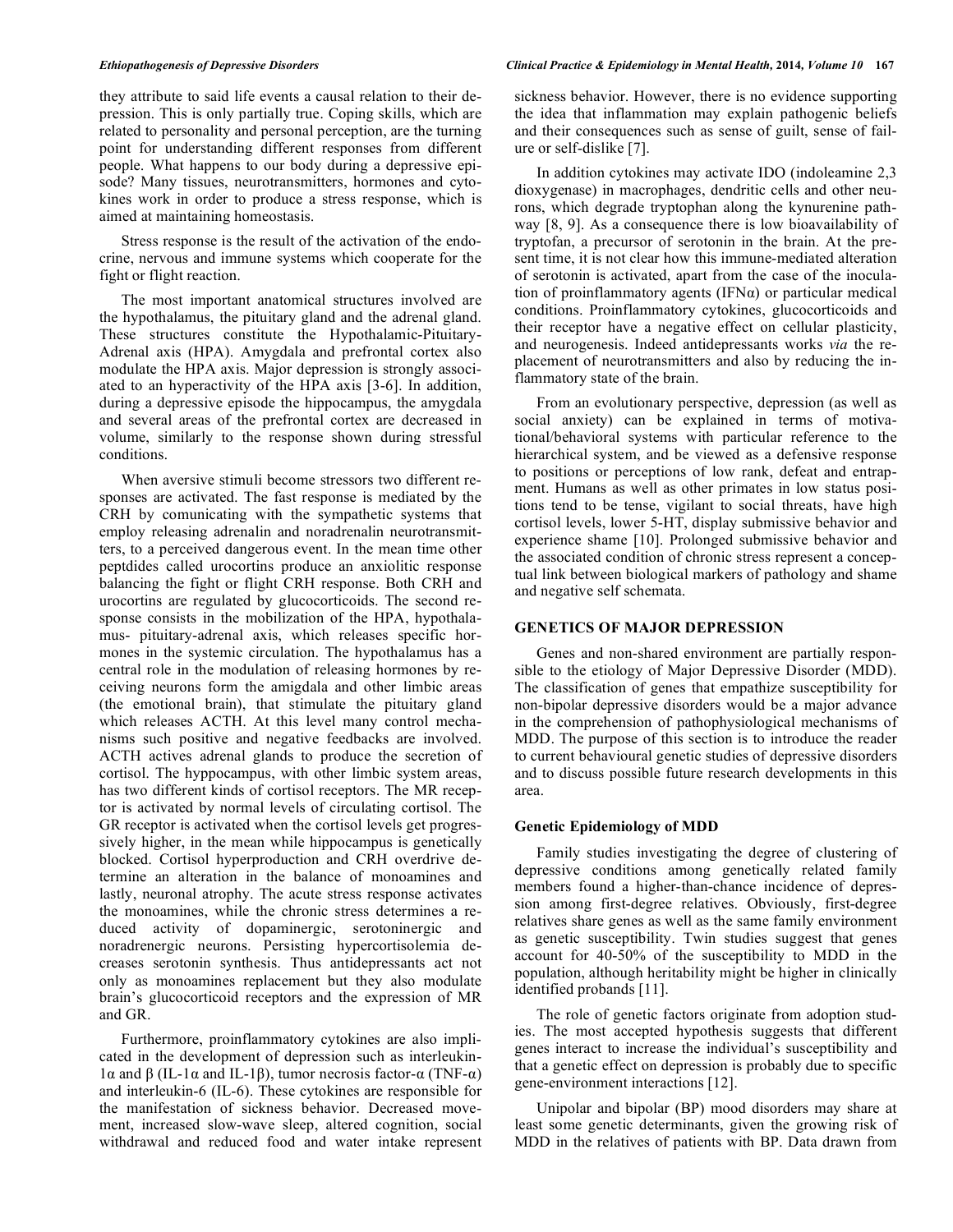they attribute to said life events a causal relation to their depression. This is only partially true. Coping skills, which are related to personality and personal perception, are the turning point for understanding different responses from different people. What happens to our body during a depressive episode? Many tissues, neurotransmitters, hormones and cytokines work in order to produce a stress response, which is aimed at maintaining homeostasis.

Stress response is the result of the activation of the endocrine, nervous and immune systems which cooperate for the fight or flight reaction.

The most important anatomical structures involved are the hypothalamus, the pituitary gland and the adrenal gland. These structures constitute the Hypothalamic-Pituitary-Adrenal axis (HPA). Amygdala and prefrontal cortex also modulate the HPA axis. Major depression is strongly associated to an hyperactivity of the HPA axis [3-6]. In addition, during a depressive episode the hippocampus, the amygdala and several areas of the prefrontal cortex are decreased in volume, similarly to the response shown during stressful conditions.

When aversive stimuli become stressors two different responses are activated. The fast response is mediated by the CRH by comunicating with the sympathetic systems that employ releasing adrenalin and noradrenalin neurotransmitters, to a perceived dangerous event. In the mean time other peptdides called urocortins produce an anxiolitic response balancing the fight or flight CRH response. Both CRH and urocortins are regulated by glucocorticoids. The second response consists in the mobilization of the HPA, hypothalamus- pituitary-adrenal axis, which releases specific hormones in the systemic circulation. The hypothalamus has a central role in the modulation of releasing hormones by receiving neurons form the amigdala and other limbic areas (the emotional brain), that stimulate the pituitary gland which releases ACTH. At this level many control mechanisms such positive and negative feedbacks are involved. ACTH actives adrenal glands to produce the secretion of cortisol. The hyppocampus, with other limbic system areas, has two different kinds of cortisol receptors. The MR receptor is activated by normal levels of circulating cortisol. The GR receptor is activated when the cortisol levels get progressively higher, in the mean while hippocampus is genetically blocked. Cortisol hyperproduction and CRH overdrive determine an alteration in the balance of monoamines and lastly, neuronal atrophy. The acute stress response activates the monoamines, while the chronic stress determines a reduced activity of dopaminergic, serotoninergic and noradrenergic neurons. Persisting hypercortisolemia decreases serotonin synthesis. Thus antidepressants act not only as monoamines replacement but they also modulate brain's glucocorticoid receptors and the expression of MR and GR.

Furthermore, proinflammatory cytokines are also implicated in the development of depression such as interleukin-1α and β (IL-1α and IL-1β), tumor necrosis factor-α (TNF-α) and interleukin-6 (IL-6). These cytokines are responsible for the manifestation of sickness behavior. Decreased movement, increased slow-wave sleep, altered cognition, social withdrawal and reduced food and water intake represent sickness behavior. However, there is no evidence supporting the idea that inflammation may explain pathogenic beliefs and their consequences such as sense of guilt, sense of failure or self-dislike [7].

In addition cytokines may activate IDO (indoleamine 2,3 dioxygenase) in macrophages, dendritic cells and other neurons, which degrade tryptophan along the kynurenine pathway [8, 9]. As a consequence there is low bioavailability of tryptofan, a precursor of serotonin in the brain. At the present time, it is not clear how this immune-mediated alteration of serotonin is activated, apart from the case of the inoculation of proinflammatory agents (IFNα) or particular medical conditions. Proinflammatory cytokines, glucocorticoids and their receptor have a negative effect on cellular plasticity, and neurogenesis. Indeed antidepressants works *via* the replacement of neurotransmitters and also by reducing the inflammatory state of the brain.

From an evolutionary perspective, depression (as well as social anxiety) can be explained in terms of motivational/behavioral systems with particular reference to the hierarchical system, and be viewed as a defensive response to positions or perceptions of low rank, defeat and entrapment. Humans as well as other primates in low status positions tend to be tense, vigilant to social threats, have high cortisol levels, lower 5-HT, display submissive behavior and experience shame [10]. Prolonged submissive behavior and the associated condition of chronic stress represent a conceptual link between biological markers of pathology and shame and negative self schemata.

## GENETICS OF MAJOR DEPRESSION

Genes and non-shared environment are partially responsible to the etiology of Major Depressive Disorder (MDD). The classification of genes that empathize susceptibility for non-bipolar depressive disorders would be a major advance in the comprehension of pathophysiological mechanisms of MDD. The purpose of this section is to introduce the reader to current behavioural genetic studies of depressive disorders and to discuss possible future research developments in this area.

### Genetic Epidemiology of MDD

Family studies investigating the degree of clustering of depressive conditions among genetically related family members found a higher-than-chance incidence of depression among first-degree relatives. Obviously, first-degree relatives share genes as well as the same family environment as genetic susceptibility. Twin studies suggest that genes account for 40-50% of the susceptibility to MDD in the population, although heritability might be higher in clinically identified probands [11].

The role of genetic factors originate from adoption studies. The most accepted hypothesis suggests that different genes interact to increase the individual's susceptibility and that a genetic effect on depression is probably due to specific gene-environment interactions [12].

Unipolar and bipolar (BP) mood disorders may share at least some genetic determinants, given the growing risk of MDD in the relatives of patients with BP. Data drawn from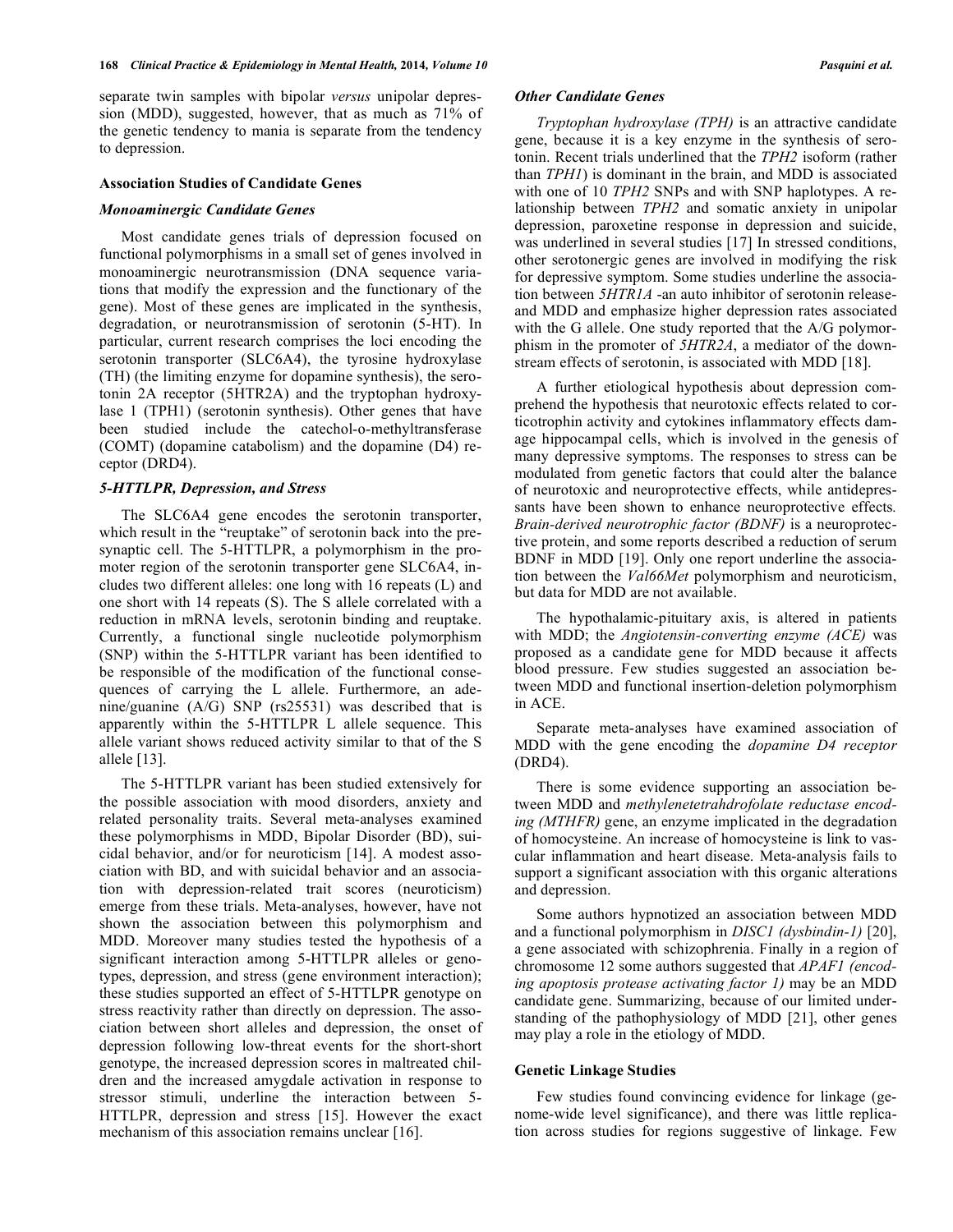separate twin samples with bipolar *versus* unipolar depression (MDD), suggested, however, that as much as 71% of the genetic tendency to mania is separate from the tendency to depression.

### Association Studies of Candidate Genes

#### *Monoaminergic Candidate Genes*

Most candidate genes trials of depression focused on functional polymorphisms in a small set of genes involved in monoaminergic neurotransmission (DNA sequence variations that modify the expression and the functionary of the gene). Most of these genes are implicated in the synthesis, degradation, or neurotransmission of serotonin (5-HT). In particular, current research comprises the loci encoding the serotonin transporter (SLC6A4), the tyrosine hydroxylase (TH) (the limiting enzyme for dopamine synthesis), the serotonin 2A receptor (5HTR2A) and the tryptophan hydroxylase 1 (TPH1) (serotonin synthesis). Other genes that have been studied include the catechol-o-methyltransferase (COMT) (dopamine catabolism) and the dopamine (D4) receptor (DRD4).

#### *5-HTTLPR, Depression, and Stress*

The SLC6A4 gene encodes the serotonin transporter, which result in the "reuptake" of serotonin back into the presynaptic cell. The 5-HTTLPR, a polymorphism in the promoter region of the serotonin transporter gene SLC6A4, includes two different alleles: one long with 16 repeats (L) and one short with 14 repeats (S). The S allele correlated with a reduction in mRNA levels, serotonin binding and reuptake. Currently, a functional single nucleotide polymorphism (SNP) within the 5-HTTLPR variant has been identified to be responsible of the modification of the functional consequences of carrying the L allele. Furthermore, an adenine/guanine (A/G) SNP (rs25531) was described that is apparently within the 5-HTTLPR L allele sequence. This allele variant shows reduced activity similar to that of the S allele [13].

The 5-HTTLPR variant has been studied extensively for the possible association with mood disorders, anxiety and related personality traits. Several meta-analyses examined these polymorphisms in MDD, Bipolar Disorder (BD), suicidal behavior, and/or for neuroticism [14]. A modest association with BD, and with suicidal behavior and an association with depression-related trait scores (neuroticism) emerge from these trials. Meta-analyses, however, have not shown the association between this polymorphism and MDD. Moreover many studies tested the hypothesis of a significant interaction among 5-HTTLPR alleles or genotypes, depression, and stress (gene environment interaction); these studies supported an effect of 5-HTTLPR genotype on stress reactivity rather than directly on depression. The association between short alleles and depression, the onset of depression following low-threat events for the short-short genotype, the increased depression scores in maltreated children and the increased amygdale activation in response to stressor stimuli, underline the interaction between 5-HTTLPR, depression and stress [15]. However the exact mechanism of this association remains unclear [16].

#### *Other Candidate Genes*

*Tryptophan hydroxylase (TPH)* is an attractive candidate gene, because it is a key enzyme in the synthesis of serotonin. Recent trials underlined that the *TPH2* isoform (rather than *TPH1*) is dominant in the brain, and MDD is associated with one of 10 *TPH2* SNPs and with SNP haplotypes. A relationship between *TPH2* and somatic anxiety in unipolar depression, paroxetine response in depression and suicide, was underlined in several studies [17] In stressed conditions, other serotonergic genes are involved in modifying the risk for depressive symptom. Some studies underline the association between *5HTR1A* -an auto inhibitor of serotonin release- and MDD and emphasize higher depression rates associated with the G allele. One study reported that the A/G polymorphism in the promoter of *5HTR2A*, a mediator of the downstream effects of serotonin, is associated with MDD [18].

A further etiological hypothesis about depression comprehend the hypothesis that neurotoxic effects related to corticotrophin activity and cytokines inflammatory effects damage hippocampal cells, which is involved in the genesis of many depressive symptoms. The responses to stress can be modulated from genetic factors that could alter the balance of neurotoxic and neuroprotective effects, while antidepressants have been shown to enhance neuroprotective effects. *Brain-derived neurotrophic factor (BDNF)* is a neuroprotective protein, and some reports described a reduction of serum BDNF in MDD [19]. Only one report underline the association between the *Val66Met* polymorphism and neuroticism, but data for MDD are not available.

The hypothalamic-pituitary axis, is altered in patients with MDD; the *Angiotensin-converting enzyme (ACE)* was proposed as a candidate gene for MDD because it affects blood pressure. Few studies suggested an association between MDD and functional insertion-deletion polymorphism in ACE.

Separate meta-analyses have examined association of MDD with the gene encoding the *dopamine D4 receptor* (DRD4).

There is some evidence supporting an association between MDD and *methylenetetrahdrofolate reductase encoding (MTHFR)* gene, an enzyme implicated in the degradation of homocysteine. An increase of homocysteine is link to vascular inflammation and heart disease. Meta-analysis fails to support a significant association with this organic alterations and depression.

Some authors hypnotized an association between MDD and a functional polymorphism in *DISC1 (dysbindin-1)* [20], a gene associated with schizophrenia. Finally in a region of chromosome 12 some authors suggested that *APAF1 (encoding apoptosis protease activating factor 1)* may be an MDD candidate gene. Summarizing, because of our limited understanding of the pathophysiology of MDD [21], other genes may play a role in the etiology of MDD.

### Genetic Linkage Studies

Few studies found convincing evidence for linkage (genome-wide level significance), and there was little replication across studies for regions suggestive of linkage. Few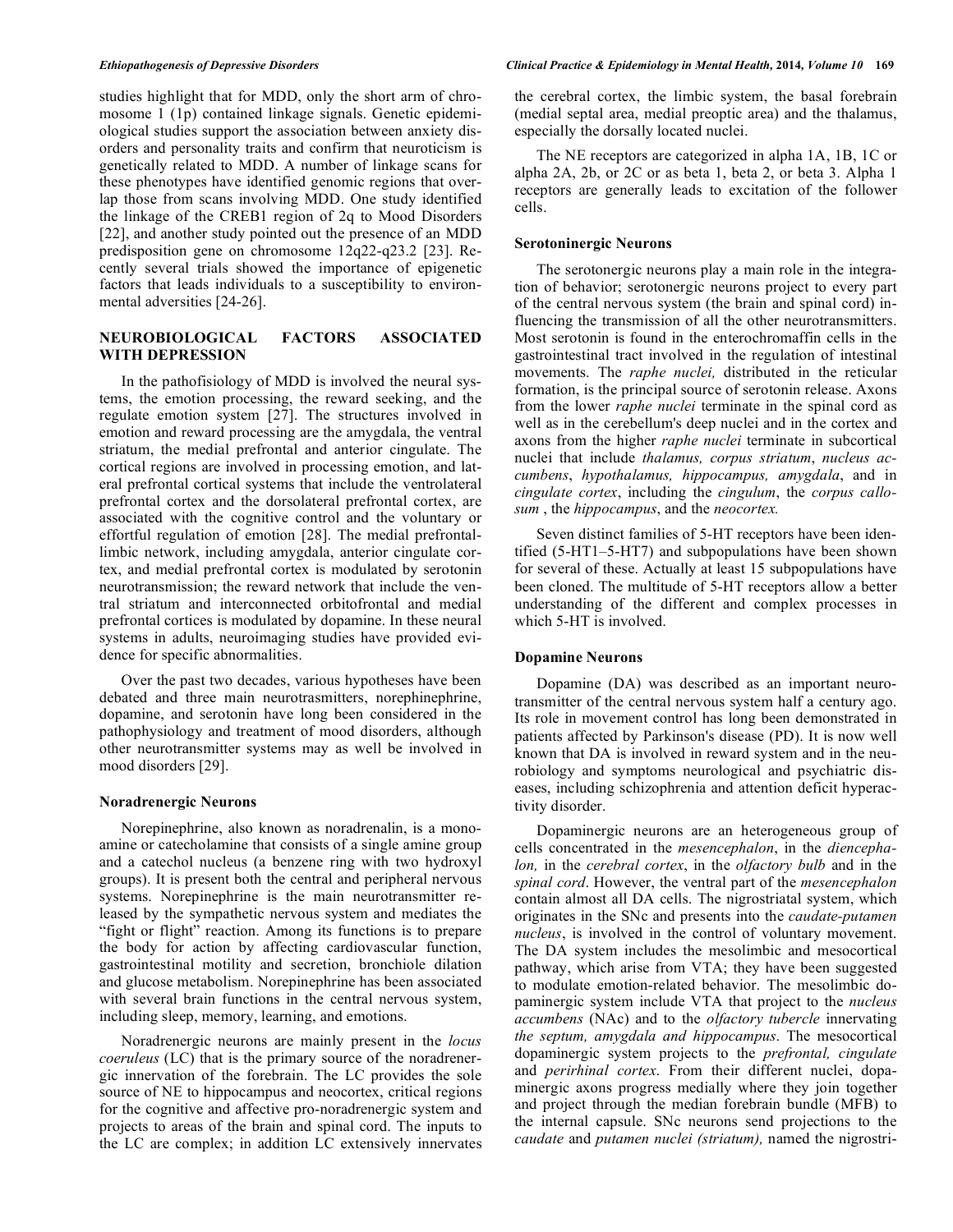studies highlight that for MDD, only the short arm of chromosome 1 (1p) contained linkage signals. Genetic epidemiological studies support the association between anxiety disorders and personality traits and confirm that neuroticism is genetically related to MDD. A number of linkage scans for these phenotypes have identified genomic regions that overlap those from scans involving MDD. One study identified the linkage of the CREB1 region of 2q to Mood Disorders [22], and another study pointed out the presence of an MDD predisposition gene on chromosome 12q22-q23.2 [23]. Recently several trials showed the importance of epigenetic factors that leads individuals to a susceptibility to environmental adversities [24-26].

## NEUROBIOLOGICAL FACTORS ASSOCIATED WITH DEPRESSION

In the pathofisiology of MDD is involved the neural systems, the emotion processing, the reward seeking, and the regulate emotion system [27]. The structures involved in emotion and reward processing are the amygdala, the ventral striatum, the medial prefrontal and anterior cingulate. The cortical regions are involved in processing emotion, and lateral prefrontal cortical systems that include the ventrolateral prefrontal cortex and the dorsolateral prefrontal cortex, are associated with the cognitive control and the voluntary or effortful regulation of emotion [28]. The medial prefrontal-limbic network, including amygdala, anterior cingulate cortex, and medial prefrontal cortex is modulated by serotonin neurotransmission; the reward network that include the ventral striatum and interconnected orbitofrontal and medial prefrontal cortices is modulated by dopamine. In these neural systems in adults, neuroimaging studies have provided evidence for specific abnormalities.

Over the past two decades, various hypotheses have been debated and three main neurotrasmitters, norephinephrine, dopamine, and serotonin have long been considered in the pathophysiology and treatment of mood disorders, although other neurotransmitter systems may as well be involved in mood disorders [29].

### Noradrenergic Neurons

Norepinephrine, also known as noradrenalin, is a monoamine or catecholamine that consists of a single amine group and a catechol nucleus (a benzene ring with two hydroxyl groups). It is present both the central and peripheral nervous systems. Norepinephrine is the main neurotransmitter released by the sympathetic nervous system and mediates the "fight or flight" reaction. Among its functions is to prepare the body for action by affecting cardiovascular function, gastrointestinal motility and secretion, bronchiole dilation and glucose metabolism. Norepinephrine has been associated with several brain functions in the central nervous system, including sleep, memory, learning, and emotions.

Noradrenergic neurons are mainly present in the *locus coeruleus* (LC) that is the primary source of the noradrenergic innervation of the forebrain. The LC provides the sole source of NE to hippocampus and neocortex, critical regions for the cognitive and affective pro-noradrenergic system and projects to areas of the brain and spinal cord. The inputs to the LC are complex; in addition LC extensively innervates the cerebral cortex, the limbic system, the basal forebrain (medial septal area, medial preoptic area) and the thalamus, especially the dorsally located nuclei.

The NE receptors are categorized in alpha 1A, 1B, 1C or alpha 2A, 2b, or 2C or as beta 1, beta 2, or beta 3. Alpha 1 receptors are generally leads to excitation of the follower cells.

### Serotoninergic Neurons

The serotonergic neurons play a main role in the integration of behavior; serotonergic neurons project to every part of the central nervous system (the brain and spinal cord) influencing the transmission of all the other neurotransmitters. Most serotonin is found in the enterochromaffin cells in the gastrointestinal tract involved in the regulation of intestinal movements. The *raphe nuclei,* distributed in the reticular formation, is the principal source of serotonin release. Axons from the lower *raphe nuclei* terminate in the spinal cord as well as in the cerebellum's deep nuclei and in the cortex and axons from the higher *raphe nuclei* terminate in subcortical nuclei that include *thalamus, corpus striatum*, *nucleus accumbens*, *hypothalamus, hippocampus, amygdala*, and in *cingulate cortex*, including the *cingulum*, the *corpus callosum* , the *hippocampus*, and the *neocortex.*

Seven distinct families of 5-HT receptors have been identified (5-HT1–5-HT7) and subpopulations have been shown for several of these. Actually at least 15 subpopulations have been cloned. The multitude of 5-HT receptors allow a better understanding of the different and complex processes in which 5-HT is involved.

### Dopamine Neurons

Dopamine (DA) was described as an important neurotransmitter of the central nervous system half a century ago. Its role in movement control has long been demonstrated in patients affected by Parkinson's disease (PD). It is now well known that DA is involved in reward system and in the neurobiology and symptoms neurological and psychiatric diseases, including schizophrenia and attention deficit hyperactivity disorder.

Dopaminergic neurons are an heterogeneous group of cells concentrated in the *mesencephalon*, in the *diencephalon,* in the *cerebral cortex*, in the *olfactory bulb* and in the *spinal cord*. However, the ventral part of the *mesencephalon* contain almost all DA cells. The nigrostriatal system, which originates in the SNc and presents into the *caudate-putamen nucleus*, is involved in the control of voluntary movement. The DA system include the mesolimbic and mesocortical pathway, which arise from VTA; they have been suggested to modulate emotion-related behavior. The mesolimbic dopaminergic system include VTA that project to the *nucleus accumbens* (NAc) and to the *olfactory tubercle* innervating *the septum, amygdala and hippocampus*. The mesocortical dopaminergic system projects to the *prefrontal, cingulate* and *perirhinal cortex*. From their different nuclei, dopaminergic axons progress medially where they join together and project through the median forebrain bundle (MFB) to the internal capsule. SNc neurons send projections to the *caudate* and *putamen nuclei (striatum),* named the nigrostri-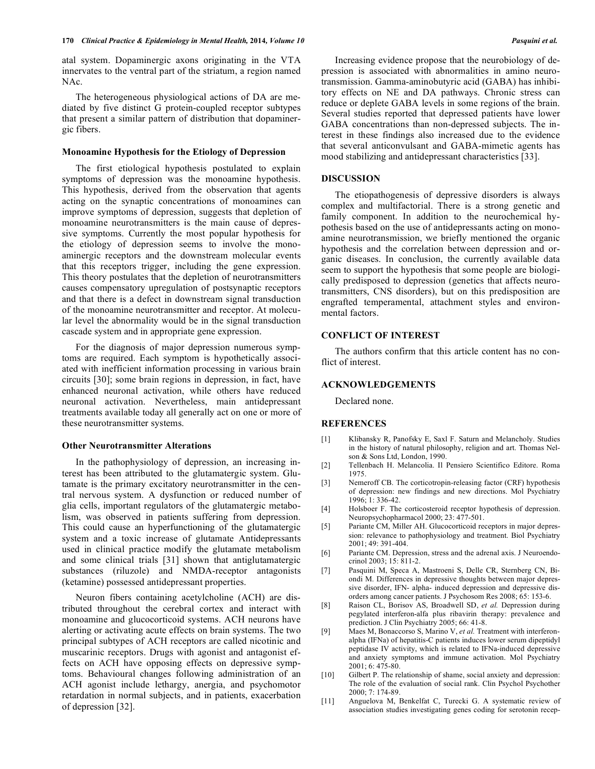atal system. Dopaminergic axons originating in the VTA innervates to the ventral part of the striatum, a region named NAc.

The heterogeneous physiological actions of DA are mediated by five distinct G protein-coupled receptor subtypes that present a similar pattern of distribution that dopaminergic fibers.

### Monoamine Hypothesis for the Etiology of Depression

The first etiological hypothesis postulated to explain symptoms of depression was the monoamine hypothesis. This hypothesis, derived from the observation that agents acting on the synaptic concentrations of monoamines can improve symptoms of depression, suggests that depletion of monoamine neurotransmitters is the main cause of depressive symptoms. Currently the most popular hypothesis for the etiology of depression seems to involve the monoaminergic receptors and the downstream molecular events that this receptors trigger, including the gene expression. This theory postulates that the depletion of neurotransmitters causes compensatory upregulation of postsynaptic receptors and that there is a defect in downstream signal transduction of the monoamine neurotransmitter and receptor. At molecular level the abnormality would be in the signal transduction cascade system and in appropriate gene expression.

For the diagnosis of major depression numerous symptoms are required. Each symptom is hypothetically associated with inefficient information processing in various brain circuits [30]; some brain regions in depression, in fact, have enhanced neuronal activation, while others have reduced neuronal activation. Nevertheless, main antidepressant treatments available today all generally act on one or more of these neurotransmitter systems.

### Other Neurotransmitter Alterations

In the pathophysiology of depression, an increasing interest has been attributed to the glutamatergic system. Glutamate is the primary excitatory neurotransmitter in the central nervous system. A dysfunction or reduced number of glia cells, important regulators of the glutamatergic metabolism, was observed in patients suffering from depression. This could cause an hyperfunctioning of the glutamatergic system and a toxic increase of glutamate Antidepressants used in clinical practice modify the glutamate metabolism and some clinical trials [31] shown that antiglutamatergic substances (riluzole) and NMDA-receptor antagonists (ketamine) possessed antidepressant properties.

Neuron fibers containing acetylcholine (ACH) are distributed throughout the cerebral cortex and interact with monoamine and glucocorticoid systems. ACH neurons have alerting or activating acute effects on brain systems. The two principal subtypes of ACH receptors are called nicotinic and muscarinic receptors. Drugs with agonist and antagonist effects on ACH have opposing effects on depressive symptoms. Behavioural changes following administration of an ACH agonist include lethargy, anergia, and psychomotor retardation in normal subjects, and in patients, exacerbation of depression [32].

Increasing evidence propose that the neurobiology of depression is associated with abnormalities in amino neurotransmission. Gamma-aminobutyric acid (GABA) has inhibitory effects on NE and DA pathways. Chronic stress can reduce or deplete GABA levels in some regions of the brain. Several studies reported that depressed patients have lower GABA concentrations than non-depressed subjects. The interest in these findings also increased due to the evidence that several anticonvulsant and GABA-mimetic agents has mood stabilizing and antidepressant characteristics [33].

## DISCUSSION

The etiopathogenesis of depressive disorders is always complex and multifactorial. There is a strong genetic and family component. In addition to the neurochemical hypothesis based on the use of antidepressants acting on monoamine neurotransmission, we briefly mentioned the organic hypothesis and the correlation between depression and organic diseases. In conclusion, the currently available data seem to support the hypothesis that some people are biologically predisposed to depression (genetics that affects neurotransmitters, CNS disorders), but on this predisposition are engrafted temperamental, attachment styles and environmental factors.

## CONFLICT OF INTEREST

The authors confirm that this article content has no conflict of interest.

## ACKNOWLEDGEMENTS

Declared none.

## REFERENCES

[1] Klibansky R, Panofsky E, Saxl F. Saturn and Melancholy. Studies in the history of natural philosophy, religion and art. Thomas Nelson & Sons Ltd, London, 1990.

[2] Tellenbach H. Melancolia. Il Pensiero Scientifico Editore. Roma 1975.

[3] Nemeroff CB. The corticotropin-releasing factor (CRF) hypothesis of depression: new findings and new directions. Mol Psychiatry 1996; 1: 336-42.

[4] Holsboer F. The corticosteroid receptor hypothesis of depression. Neuropsychopharmacol 2000; 23: 477-501.

[5] Pariante CM, Miller AH. Glucocorticoid receptors in major depression: relevance to pathophysiology and treatment. Biol Psychiatry 2001; 49: 391-404.

[6] Pariante CM. Depression, stress and the adrenal axis. J Neuroendocrinol 2003; 15: 811-2.

[7] Pasquini M, Speca A, Mastroeni S, Delle CR, Sternberg CN, Biondi M. Differences in depressive thoughts between major depressive disorder, IFN- alpha- induced depression and depressive disorders among cancer patients. J Psychosom Res 2008; 65: 153-6.

[8] Raison CL, Borisov AS, Broadwell SD, *et al.* Depression during pegylated interferon-alfa plus ribavirin therapy: prevalence and prediction. J Clin Psychiatry 2005; 66: 41-8.

[9] Maes M, Bonaccorso S, Marino V, *et al.* Treatment with interferon-alpha (IFNa) of hepatitis-C patients induces lower serum dipeptidyl peptidase IV activity, which is related to IFNa-induced depressive and anxiety symptoms and immune activation. Mol Psychiatry 2001; 6: 475-80.

[10] Gilbert P. The relationship of shame, social anxiety and depression: The role of the evaluation of social rank. Clin Psychol Psychother 2000; 7: 174-89.

[11] Anguelova M, Benkelfat C, Turecki G. A systematic review of association studies investigating genes coding for serotonin recep-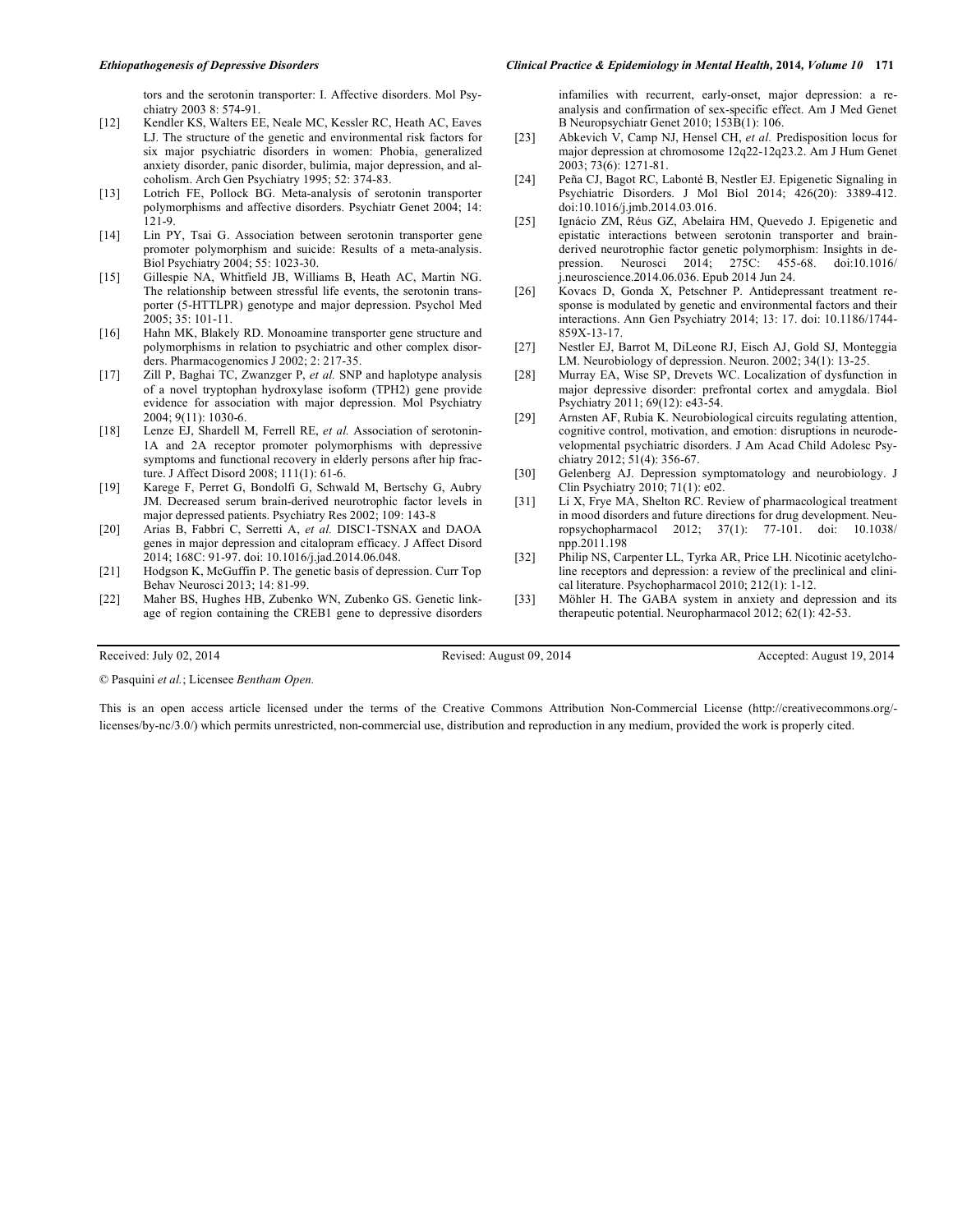tors and the serotonin transporter: I. Affective disorders. Mol Psychiatry 2003 8: 574-91.

[12] Kendler KS, Walters EE, Neale MC, Kessler RC, Heath AC, Eaves LJ. The structure of the genetic and environmental risk factors for six major psychiatric disorders in women: Phobia, generalized anxiety disorder, panic disorder, bulimia, major depression, and alcoholism. Arch Gen Psychiatry 1995; 52: 374-83.

[13] Lotrich FE, Pollock BG. Meta-analysis of serotonin transporter polymorphisms and affective disorders. Psychiatr Genet 2004; 14: 121-9.

[14] Lin PY, Tsai G. Association between serotonin transporter gene promoter polymorphism and suicide: Results of a meta-analysis. Biol Psychiatry 2004; 55: 1023-30.

[15] Gillespie NA, Whitfield JB, Williams B, Heath AC, Martin NG. The relationship between stressful life events, the serotonin transporter (5-HTTLPR) genotype and major depression. Psychol Med 2005; 35: 101-11.

[16] Hahn MK, Blakely RD. Monoamine transporter gene structure and polymorphisms in relation to psychiatric and other complex disorders. Pharmacogenomics J 2002; 2: 217-35.

[17] Zill P, Baghai TC, Zwanzger P, *et al.* SNP and haplotype analysis of a novel tryptophan hydroxylase isoform (TPH2) gene provide evidence for association with major depression. Mol Psychiatry 2004; 9(11): 1030-6.

[18] Lenze EJ, Shardell M, Ferrell RE, *et al.* Association of serotonin-1A and 2A receptor promoter polymorphisms with depressive symptoms and functional recovery in elderly persons after hip fracture. J Affect Disord 2008; 111(1): 61-6.

[19] Karege F, Perret G, Bondolfi G, Schwald M, Bertschy G, Aubry JM. Decreased serum brain-derived neurotrophic factor levels in major depressed patients. Psychiatry Res 2002; 109: 143-8

[20] Arias B, Fabbri C, Serretti A, *et al.* DISC1-TSNAX and DAOA genes in major depression and citalopram efficacy. J Affect Disord 2014; 168C: 91-97. doi: 10.1016/j.jad.2014.06.048.

[21] Hodgson K, McGuffin P. The genetic basis of depression. Curr Top Behav Neurosci 2013; 14: 81-99.

[22] Maher BS, Hughes HB, Zubenko WN, Zubenko GS. Genetic linkage of region containing the CREB1 gene to depressive disorders infamilies with recurrent, early-onset, major depression: a re-analysis and confirmation of sex-specific effect. Am J Med Genet B Neuropsychiatr Genet 2010; 153B(1): 106.

[23] Abkevich V, Camp NJ, Hensel CH, *et al.* Predisposition locus for major depression at chromosome 12q22-12q23.2. Am J Hum Genet 2003; 73(6): 1271-81.

[24] Peña CJ, Bagot RC, Labonté B, Nestler EJ. Epigenetic Signaling in Psychiatric Disorders. J Mol Biol 2014; 426(20): 3389-412. doi:10.1016/j.jmb.2014.03.016.

[25] Ignácio ZM, Réus GZ, Abelaira HM, Quevedo J. Epigenetic and epistatic interactions between serotonin transporter and brain-derived neurotrophic factor genetic polymorphism: Insights in depression. Neurosci 2014; 275C: 455-68. doi:10.1016/ j.neuroscience.2014.06.036. Epub 2014 Jun 24.

[26] Kovacs D, Gonda X, Petschner P. Antidepressant treatment response is modulated by genetic and environmental factors and their interactions. Ann Gen Psychiatry 2014; 13: 17. doi: 10.1186/1744-859X-13-17.

[27] Nestler EJ, Barrot M, DiLeone RJ, Eisch AJ, Gold SJ, Monteggia LM. Neurobiology of depression. Neuron. 2002; 34(1): 13-25.

[28] Murray EA, Wise SP, Drevets WC. Localization of dysfunction in major depressive disorder: prefrontal cortex and amygdala. Biol Psychiatry 2011; 69(12): e43-54.

[29] Arnsten AF, Rubia K. Neurobiological circuits regulating attention, cognitive control, motivation, and emotion: disruptions in neurodevelopmental psychiatric disorders. J Am Acad Child Adolesc Psychiatry 2012; 51(4): 356-67.

[30] Gelenberg AJ. Depression symptomatology and neurobiology. J Clin Psychiatry 2010; 71(1): e02.

[31] Li X, Frye MA, Shelton RC. Review of pharmacological treatment in mood disorders and future directions for drug development. Neuropsychopharmacol 2012; 37(1): 77-101. doi: 10.1038/ npp.2011.198

[32] Philip NS, Carpenter LL, Tyrka AR, Price LH. Nicotinic acetylcholine receptors and depression: a review of the preclinical and clinical literature. Psychopharmacol 2010; 212(1): 1-12.

[33] Möhler H. The GABA system in anxiety and depression and its therapeutic potential. Neuropharmacol 2012; 62(1): 42-53.

Received: July 02, 2014 Revised: August 09, 2014 Accepted: August 19, 2014

© Pasquini *et al.*; Licensee *Bentham Open.*

This is an open access article licensed under the terms of the Creative Commons Attribution Non-Commercial License (http://creativecommons.org/-licenses/by-nc/3.0/) which permits unrestricted, non-commercial use, distribution and reproduction in any medium, provided the work is properly cited.